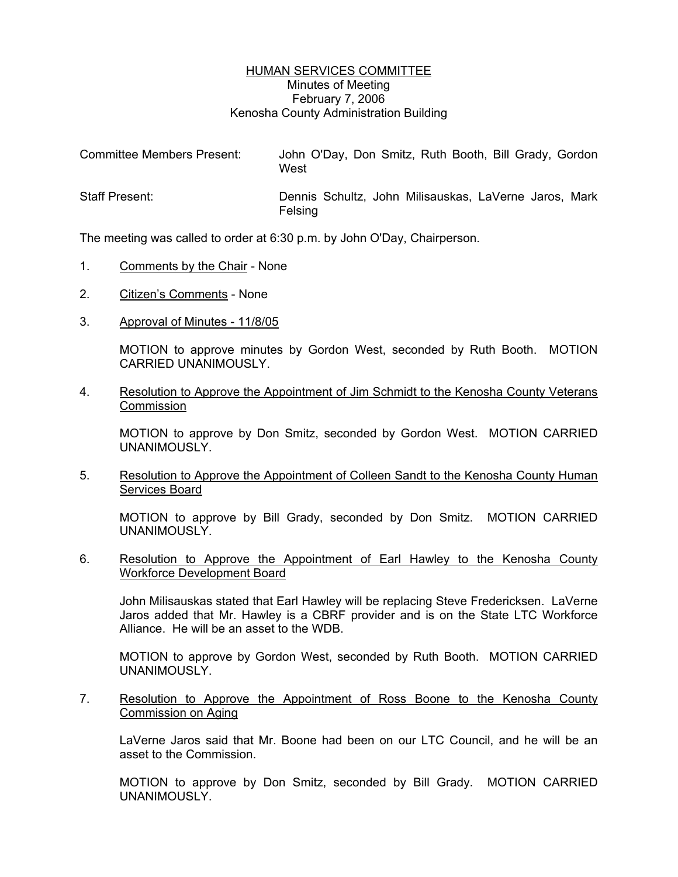# HUMAN SERVICES COMMITTEE

Minutes of Meeting
February 7, 2006
Kenosha County Administration Building

| | |
|---|---|
| Committee Members Present: | John O'Day, Don Smitz, Ruth Booth, Bill Grady, Gordon West |
| Staff Present: | Dennis Schultz, John Milisauskas, LaVerne Jaros, Mark Felsing |

The meeting was called to order at 6:30 p.m. by John O'Day, Chairperson.

1. Comments by the Chair - None

2. Citizen's Comments - None

3. Approval of Minutes - 11/8/05

   MOTION to approve minutes by Gordon West, seconded by Ruth Booth. MOTION CARRIED UNANIMOUSLY.

4. Resolution to Approve the Appointment of Jim Schmidt to the Kenosha County Veterans Commission

   MOTION to approve by Don Smitz, seconded by Gordon West. MOTION CARRIED UNANIMOUSLY.

5. Resolution to Approve the Appointment of Colleen Sandt to the Kenosha County Human Services Board

   MOTION to approve by Bill Grady, seconded by Don Smitz. MOTION CARRIED UNANIMOUSLY.

6. Resolution to Approve the Appointment of Earl Hawley to the Kenosha County Workforce Development Board

   John Milisauskas stated that Earl Hawley will be replacing Steve Fredericksen. LaVerne Jaros added that Mr. Hawley is a CBRF provider and is on the State LTC Workforce Alliance. He will be an asset to the WDB.

   MOTION to approve by Gordon West, seconded by Ruth Booth. MOTION CARRIED UNANIMOUSLY.

7. Resolution to Approve the Appointment of Ross Boone to the Kenosha County Commission on Aging

   LaVerne Jaros said that Mr. Boone had been on our LTC Council, and he will be an asset to the Commission.

   MOTION to approve by Don Smitz, seconded by Bill Grady. MOTION CARRIED UNANIMOUSLY.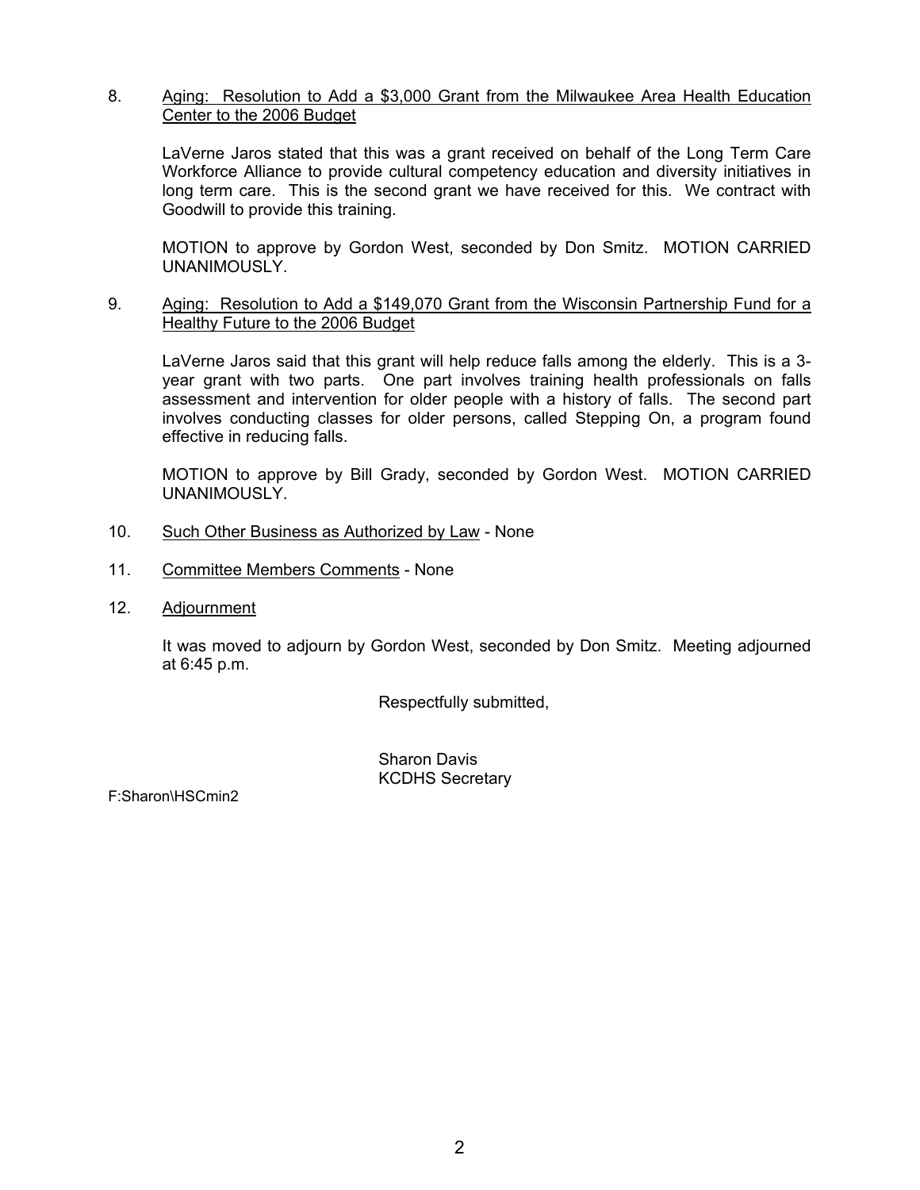8. Aging: Resolution to Add a $3,000 Grant from the Milwaukee Area Health Education Center to the 2006 Budget

   LaVerne Jaros stated that this was a grant received on behalf of the Long Term Care Workforce Alliance to provide cultural competency education and diversity initiatives in long term care. This is the second grant we have received for this. We contract with Goodwill to provide this training.

   MOTION to approve by Gordon West, seconded by Don Smitz. MOTION CARRIED UNANIMOUSLY.

9. Aging: Resolution to Add a $149,070 Grant from the Wisconsin Partnership Fund for a Healthy Future to the 2006 Budget

   LaVerne Jaros said that this grant will help reduce falls among the elderly. This is a 3-year grant with two parts. One part involves training health professionals on falls assessment and intervention for older people with a history of falls. The second part involves conducting classes for older persons, called Stepping On, a program found effective in reducing falls.

   MOTION to approve by Bill Grady, seconded by Gordon West. MOTION CARRIED UNANIMOUSLY.

10. Such Other Business as Authorized by Law - None

11. Committee Members Comments - None

12. Adjournment

    It was moved to adjourn by Gordon West, seconded by Don Smitz. Meeting adjourned at 6:45 p.m.

Respectfully submitted,

Sharon Davis
KCDHS Secretary

F:Sharon\HSCmin2